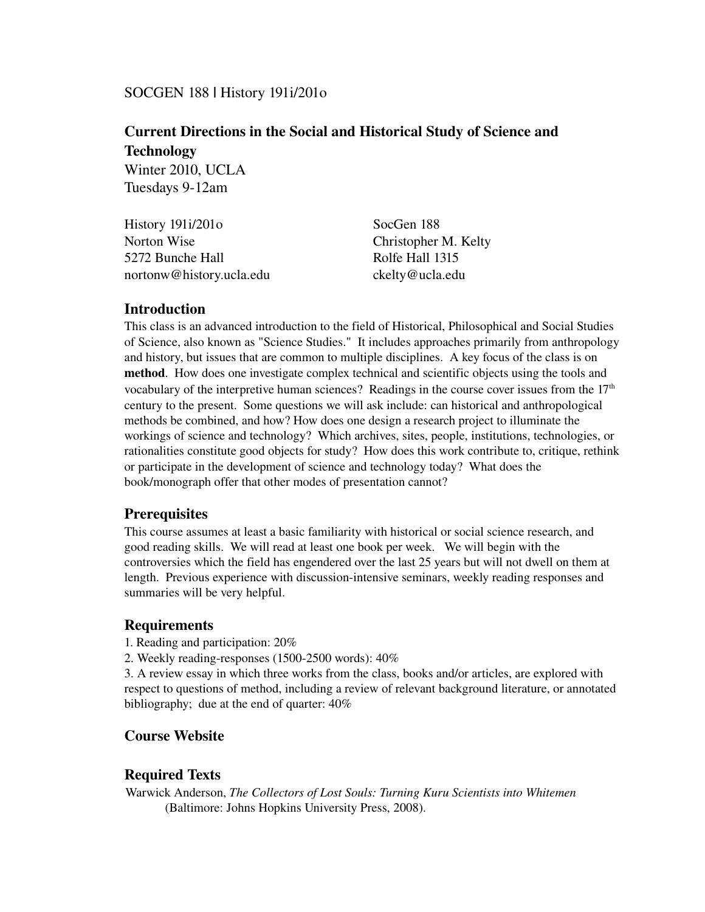SOCGEN 188 | History 191i/201o

# Current Directions in the Social and Historical Study of Science and Technology

Winter 2010, UCLA
Tuesdays 9-12am

History 191i/201o
Norton Wise
5272 Bunche Hall
nortonw@history.ucla.edu

SocGen 188
Christopher M. Kelty
Rolfe Hall 1315
ckelty@ucla.edu

## Introduction

This class is an advanced introduction to the field of Historical, Philosophical and Social Studies of Science, also known as "Science Studies." It includes approaches primarily from anthropology and history, but issues that are common to multiple disciplines. A key focus of the class is on **method**. How does one investigate complex technical and scientific objects using the tools and vocabulary of the interpretive human sciences? Readings in the course cover issues from the 17th century to the present. Some questions we will ask include: can historical and anthropological methods be combined, and how? How does one design a research project to illuminate the workings of science and technology? Which archives, sites, people, institutions, technologies, or rationalities constitute good objects for study? How does this work contribute to, critique, rethink or participate in the development of science and technology today? What does the book/monograph offer that other modes of presentation cannot?

## Prerequisites

This course assumes at least a basic familiarity with historical or social science research, and good reading skills. We will read at least one book per week. We will begin with the controversies which the field has engendered over the last 25 years but will not dwell on them at length. Previous experience with discussion-intensive seminars, weekly reading responses and summaries will be very helpful.

## Requirements

1. Reading and participation: 20%
2. Weekly reading-responses (1500-2500 words): 40%
3. A review essay in which three works from the class, books and/or articles, are explored with respect to questions of method, including a review of relevant background literature, or annotated bibliography; due at the end of quarter: 40%

## Course Website

## Required Texts

Warwick Anderson, *The Collectors of Lost Souls: Turning Kuru Scientists into Whitemen* (Baltimore: Johns Hopkins University Press, 2008).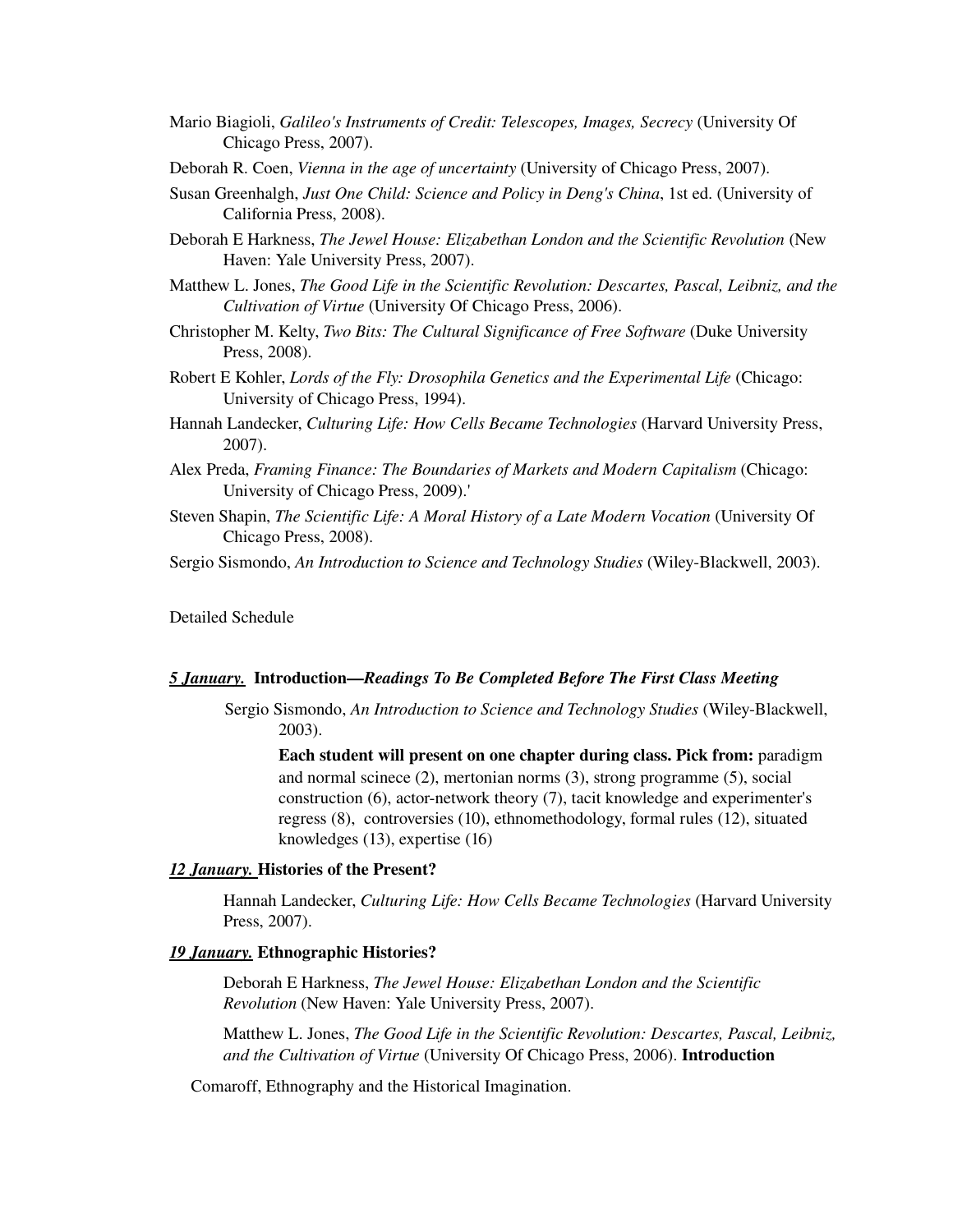Mario Biagioli, *Galileo's Instruments of Credit: Telescopes, Images, Secrecy* (University Of Chicago Press, 2007).

Deborah R. Coen, *Vienna in the age of uncertainty* (University of Chicago Press, 2007).

Susan Greenhalgh, *Just One Child: Science and Policy in Deng's China*, 1st ed. (University of California Press, 2008).

Deborah E Harkness, *The Jewel House: Elizabethan London and the Scientific Revolution* (New Haven: Yale University Press, 2007).

Matthew L. Jones, *The Good Life in the Scientific Revolution: Descartes, Pascal, Leibniz, and the Cultivation of Virtue* (University Of Chicago Press, 2006).

Christopher M. Kelty, *Two Bits: The Cultural Significance of Free Software* (Duke University Press, 2008).

Robert E Kohler, *Lords of the Fly: Drosophila Genetics and the Experimental Life* (Chicago: University of Chicago Press, 1994).

Hannah Landecker, *Culturing Life: How Cells Became Technologies* (Harvard University Press, 2007).

Alex Preda, *Framing Finance: The Boundaries of Markets and Modern Capitalism* (Chicago: University of Chicago Press, 2009).'

Steven Shapin, *The Scientific Life: A Moral History of a Late Modern Vocation* (University Of Chicago Press, 2008).

Sergio Sismondo, *An Introduction to Science and Technology Studies* (Wiley-Blackwell, 2003).

Detailed Schedule

***5 January.*** **Introduction—*Readings To Be Completed Before The First Class Meeting***

Sergio Sismondo, *An Introduction to Science and Technology Studies* (Wiley-Blackwell, 2003).

**Each student will present on one chapter during class. Pick from:** paradigm and normal scinece (2), mertonian norms (3), strong programme (5), social construction (6), actor-network theory (7), tacit knowledge and experimenter's regress (8), controversies (10), ethnomethodology, formal rules (12), situated knowledges (13), expertise (16)

***12 January.*** **Histories of the Present?**

Hannah Landecker, *Culturing Life: How Cells Became Technologies* (Harvard University Press, 2007).

***19 January.*** **Ethnographic Histories?**

Deborah E Harkness, *The Jewel House: Elizabethan London and the Scientific Revolution* (New Haven: Yale University Press, 2007).

Matthew L. Jones, *The Good Life in the Scientific Revolution: Descartes, Pascal, Leibniz, and the Cultivation of Virtue* (University Of Chicago Press, 2006). **Introduction**

Comaroff, Ethnography and the Historical Imagination.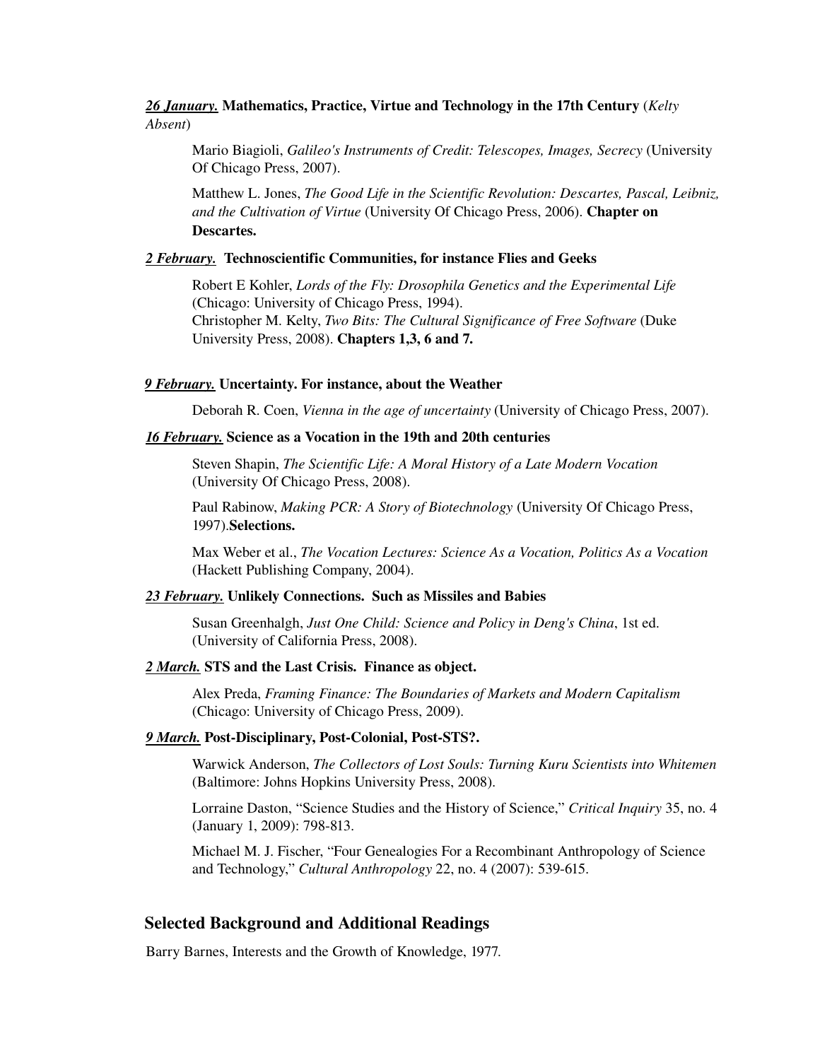***26 January.*** **Mathematics, Practice, Virtue and Technology in the 17th Century** (*Kelty Absent*)

Mario Biagioli, *Galileo's Instruments of Credit: Telescopes, Images, Secrecy* (University Of Chicago Press, 2007).

Matthew L. Jones, *The Good Life in the Scientific Revolution: Descartes, Pascal, Leibniz, and the Cultivation of Virtue* (University Of Chicago Press, 2006). **Chapter on Descartes.**

***2 February.*** **Technoscientific Communities, for instance Flies and Geeks**

Robert E Kohler, *Lords of the Fly: Drosophila Genetics and the Experimental Life* (Chicago: University of Chicago Press, 1994).
Christopher M. Kelty, *Two Bits: The Cultural Significance of Free Software* (Duke University Press, 2008). **Chapters 1,3, 6 and 7.**

***9 February.*** **Uncertainty. For instance, about the Weather**

Deborah R. Coen, *Vienna in the age of uncertainty* (University of Chicago Press, 2007).

***16 February.*** **Science as a Vocation in the 19th and 20th centuries**

Steven Shapin, *The Scientific Life: A Moral History of a Late Modern Vocation* (University Of Chicago Press, 2008).

Paul Rabinow, *Making PCR: A Story of Biotechnology* (University Of Chicago Press, 1997).**Selections.**

Max Weber et al., *The Vocation Lectures: Science As a Vocation, Politics As a Vocation* (Hackett Publishing Company, 2004).

***23 February.*** **Unlikely Connections. Such as Missiles and Babies**

Susan Greenhalgh, *Just One Child: Science and Policy in Deng's China*, 1st ed. (University of California Press, 2008).

***2 March.*** **STS and the Last Crisis. Finance as object.**

Alex Preda, *Framing Finance: The Boundaries of Markets and Modern Capitalism* (Chicago: University of Chicago Press, 2009).

***9 March.*** **Post-Disciplinary, Post-Colonial, Post-STS?.**

Warwick Anderson, *The Collectors of Lost Souls: Turning Kuru Scientists into Whitemen* (Baltimore: Johns Hopkins University Press, 2008).

Lorraine Daston, "Science Studies and the History of Science," *Critical Inquiry* 35, no. 4 (January 1, 2009): 798-813.

Michael M. J. Fischer, "Four Genealogies For a Recombinant Anthropology of Science and Technology," *Cultural Anthropology* 22, no. 4 (2007): 539-615.

## Selected Background and Additional Readings

Barry Barnes, Interests and the Growth of Knowledge, 1977.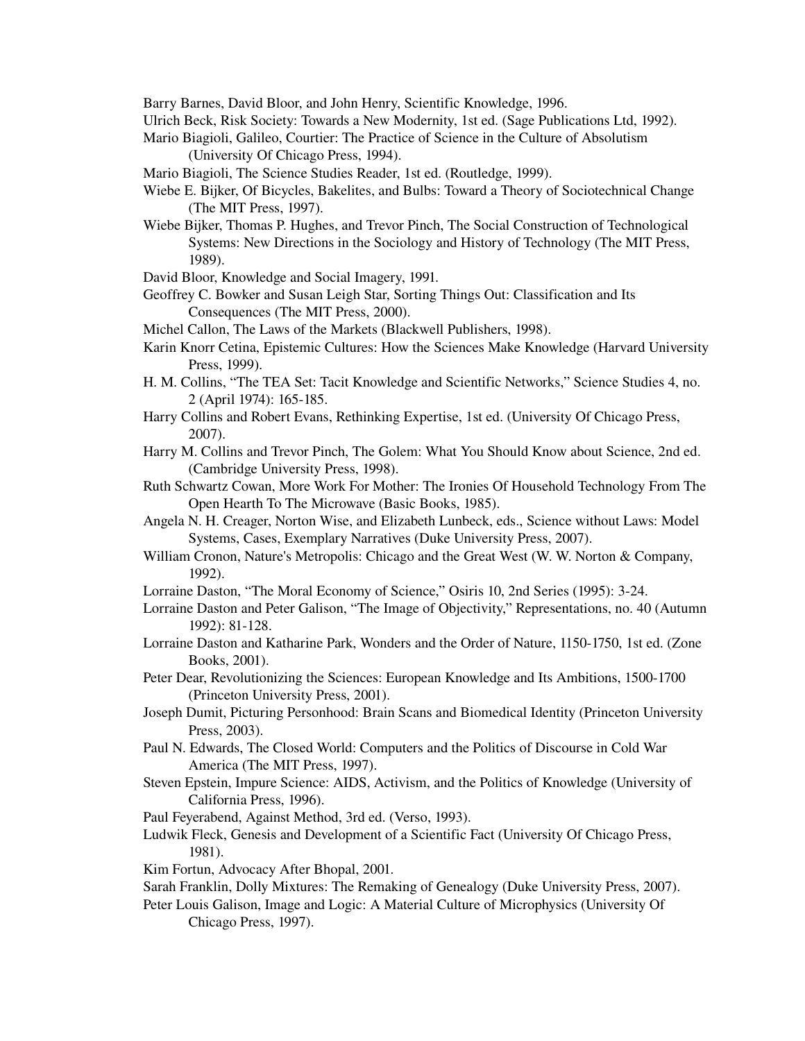Barry Barnes, David Bloor, and John Henry, Scientific Knowledge, 1996.

Ulrich Beck, Risk Society: Towards a New Modernity, 1st ed. (Sage Publications Ltd, 1992).

Mario Biagioli, Galileo, Courtier: The Practice of Science in the Culture of Absolutism (University Of Chicago Press, 1994).

Mario Biagioli, The Science Studies Reader, 1st ed. (Routledge, 1999).

Wiebe E. Bijker, Of Bicycles, Bakelites, and Bulbs: Toward a Theory of Sociotechnical Change (The MIT Press, 1997).

Wiebe Bijker, Thomas P. Hughes, and Trevor Pinch, The Social Construction of Technological Systems: New Directions in the Sociology and History of Technology (The MIT Press, 1989).

David Bloor, Knowledge and Social Imagery, 1991.

Geoffrey C. Bowker and Susan Leigh Star, Sorting Things Out: Classification and Its Consequences (The MIT Press, 2000).

Michel Callon, The Laws of the Markets (Blackwell Publishers, 1998).

Karin Knorr Cetina, Epistemic Cultures: How the Sciences Make Knowledge (Harvard University Press, 1999).

H. M. Collins, "The TEA Set: Tacit Knowledge and Scientific Networks," Science Studies 4, no. 2 (April 1974): 165-185.

Harry Collins and Robert Evans, Rethinking Expertise, 1st ed. (University Of Chicago Press, 2007).

Harry M. Collins and Trevor Pinch, The Golem: What You Should Know about Science, 2nd ed. (Cambridge University Press, 1998).

Ruth Schwartz Cowan, More Work For Mother: The Ironies Of Household Technology From The Open Hearth To The Microwave (Basic Books, 1985).

Angela N. H. Creager, Norton Wise, and Elizabeth Lunbeck, eds., Science without Laws: Model Systems, Cases, Exemplary Narratives (Duke University Press, 2007).

William Cronon, Nature's Metropolis: Chicago and the Great West (W. W. Norton & Company, 1992).

Lorraine Daston, "The Moral Economy of Science," Osiris 10, 2nd Series (1995): 3-24.

Lorraine Daston and Peter Galison, "The Image of Objectivity," Representations, no. 40 (Autumn 1992): 81-128.

Lorraine Daston and Katharine Park, Wonders and the Order of Nature, 1150-1750, 1st ed. (Zone Books, 2001).

Peter Dear, Revolutionizing the Sciences: European Knowledge and Its Ambitions, 1500-1700 (Princeton University Press, 2001).

Joseph Dumit, Picturing Personhood: Brain Scans and Biomedical Identity (Princeton University Press, 2003).

Paul N. Edwards, The Closed World: Computers and the Politics of Discourse in Cold War America (The MIT Press, 1997).

Steven Epstein, Impure Science: AIDS, Activism, and the Politics of Knowledge (University of California Press, 1996).

Paul Feyerabend, Against Method, 3rd ed. (Verso, 1993).

Ludwik Fleck, Genesis and Development of a Scientific Fact (University Of Chicago Press, 1981).

Kim Fortun, Advocacy After Bhopal, 2001.

Sarah Franklin, Dolly Mixtures: The Remaking of Genealogy (Duke University Press, 2007).

Peter Louis Galison, Image and Logic: A Material Culture of Microphysics (University Of Chicago Press, 1997).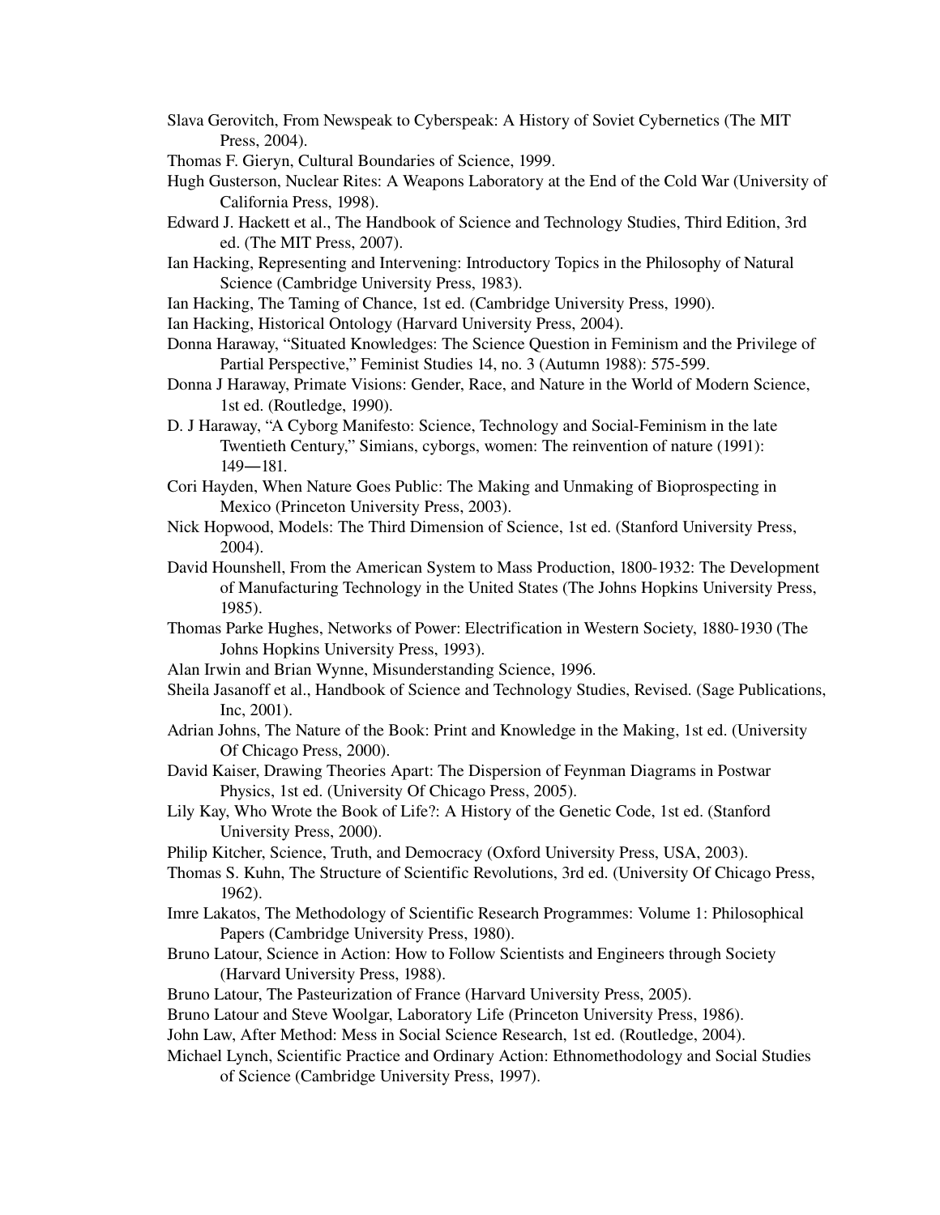Slava Gerovitch, From Newspeak to Cyberspeak: A History of Soviet Cybernetics (The MIT Press, 2004).

Thomas F. Gieryn, Cultural Boundaries of Science, 1999.

Hugh Gusterson, Nuclear Rites: A Weapons Laboratory at the End of the Cold War (University of California Press, 1998).

Edward J. Hackett et al., The Handbook of Science and Technology Studies, Third Edition, 3rd ed. (The MIT Press, 2007).

Ian Hacking, Representing and Intervening: Introductory Topics in the Philosophy of Natural Science (Cambridge University Press, 1983).

Ian Hacking, The Taming of Chance, 1st ed. (Cambridge University Press, 1990).

Ian Hacking, Historical Ontology (Harvard University Press, 2004).

Donna Haraway, "Situated Knowledges: The Science Question in Feminism and the Privilege of Partial Perspective," Feminist Studies 14, no. 3 (Autumn 1988): 575-599.

Donna J Haraway, Primate Visions: Gender, Race, and Nature in the World of Modern Science, 1st ed. (Routledge, 1990).

D. J Haraway, "A Cyborg Manifesto: Science, Technology and Social-Feminism in the late Twentieth Century," Simians, cyborgs, women: The reinvention of nature (1991): 149—181.

Cori Hayden, When Nature Goes Public: The Making and Unmaking of Bioprospecting in Mexico (Princeton University Press, 2003).

Nick Hopwood, Models: The Third Dimension of Science, 1st ed. (Stanford University Press, 2004).

David Hounshell, From the American System to Mass Production, 1800-1932: The Development of Manufacturing Technology in the United States (The Johns Hopkins University Press, 1985).

Thomas Parke Hughes, Networks of Power: Electrification in Western Society, 1880-1930 (The Johns Hopkins University Press, 1993).

Alan Irwin and Brian Wynne, Misunderstanding Science, 1996.

Sheila Jasanoff et al., Handbook of Science and Technology Studies, Revised. (Sage Publications, Inc, 2001).

Adrian Johns, The Nature of the Book: Print and Knowledge in the Making, 1st ed. (University Of Chicago Press, 2000).

David Kaiser, Drawing Theories Apart: The Dispersion of Feynman Diagrams in Postwar Physics, 1st ed. (University Of Chicago Press, 2005).

Lily Kay, Who Wrote the Book of Life?: A History of the Genetic Code, 1st ed. (Stanford University Press, 2000).

Philip Kitcher, Science, Truth, and Democracy (Oxford University Press, USA, 2003).

Thomas S. Kuhn, The Structure of Scientific Revolutions, 3rd ed. (University Of Chicago Press, 1962).

Imre Lakatos, The Methodology of Scientific Research Programmes: Volume 1: Philosophical Papers (Cambridge University Press, 1980).

Bruno Latour, Science in Action: How to Follow Scientists and Engineers through Society (Harvard University Press, 1988).

Bruno Latour, The Pasteurization of France (Harvard University Press, 2005).

Bruno Latour and Steve Woolgar, Laboratory Life (Princeton University Press, 1986).

John Law, After Method: Mess in Social Science Research, 1st ed. (Routledge, 2004).

Michael Lynch, Scientific Practice and Ordinary Action: Ethnomethodology and Social Studies of Science (Cambridge University Press, 1997).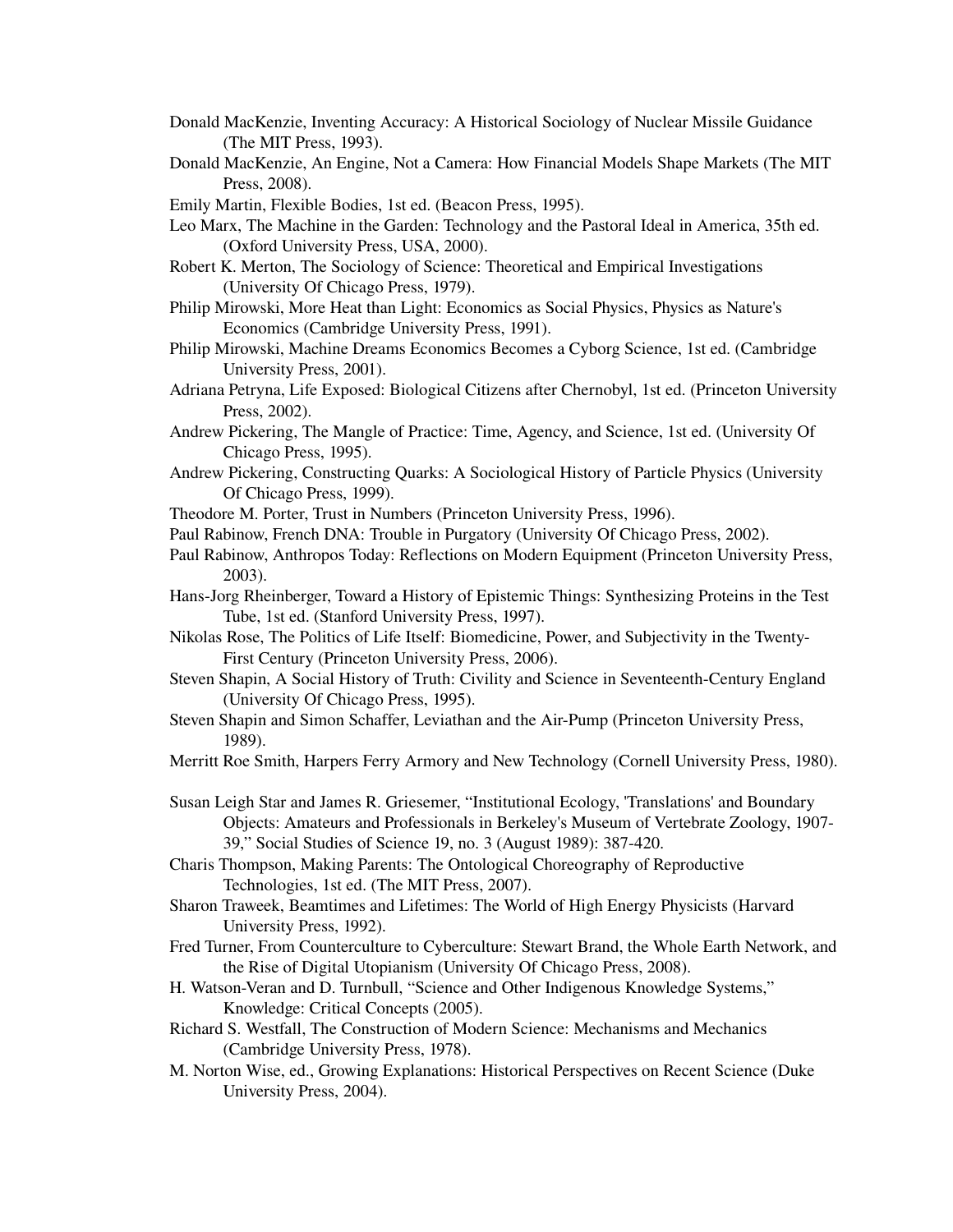Donald MacKenzie, Inventing Accuracy: A Historical Sociology of Nuclear Missile Guidance (The MIT Press, 1993).

Donald MacKenzie, An Engine, Not a Camera: How Financial Models Shape Markets (The MIT Press, 2008).

Emily Martin, Flexible Bodies, 1st ed. (Beacon Press, 1995).

Leo Marx, The Machine in the Garden: Technology and the Pastoral Ideal in America, 35th ed. (Oxford University Press, USA, 2000).

Robert K. Merton, The Sociology of Science: Theoretical and Empirical Investigations (University Of Chicago Press, 1979).

Philip Mirowski, More Heat than Light: Economics as Social Physics, Physics as Nature's Economics (Cambridge University Press, 1991).

Philip Mirowski, Machine Dreams Economics Becomes a Cyborg Science, 1st ed. (Cambridge University Press, 2001).

Adriana Petryna, Life Exposed: Biological Citizens after Chernobyl, 1st ed. (Princeton University Press, 2002).

Andrew Pickering, The Mangle of Practice: Time, Agency, and Science, 1st ed. (University Of Chicago Press, 1995).

Andrew Pickering, Constructing Quarks: A Sociological History of Particle Physics (University Of Chicago Press, 1999).

Theodore M. Porter, Trust in Numbers (Princeton University Press, 1996).

Paul Rabinow, French DNA: Trouble in Purgatory (University Of Chicago Press, 2002).

Paul Rabinow, Anthropos Today: Reflections on Modern Equipment (Princeton University Press, 2003).

Hans-Jorg Rheinberger, Toward a History of Epistemic Things: Synthesizing Proteins in the Test Tube, 1st ed. (Stanford University Press, 1997).

Nikolas Rose, The Politics of Life Itself: Biomedicine, Power, and Subjectivity in the Twenty-First Century (Princeton University Press, 2006).

Steven Shapin, A Social History of Truth: Civility and Science in Seventeenth-Century England (University Of Chicago Press, 1995).

Steven Shapin and Simon Schaffer, Leviathan and the Air-Pump (Princeton University Press, 1989).

Merritt Roe Smith, Harpers Ferry Armory and New Technology (Cornell University Press, 1980).

Susan Leigh Star and James R. Griesemer, "Institutional Ecology, 'Translations' and Boundary Objects: Amateurs and Professionals in Berkeley's Museum of Vertebrate Zoology, 1907-39," Social Studies of Science 19, no. 3 (August 1989): 387-420.

Charis Thompson, Making Parents: The Ontological Choreography of Reproductive Technologies, 1st ed. (The MIT Press, 2007).

Sharon Traweek, Beamtimes and Lifetimes: The World of High Energy Physicists (Harvard University Press, 1992).

Fred Turner, From Counterculture to Cyberculture: Stewart Brand, the Whole Earth Network, and the Rise of Digital Utopianism (University Of Chicago Press, 2008).

H. Watson-Veran and D. Turnbull, "Science and Other Indigenous Knowledge Systems," Knowledge: Critical Concepts (2005).

Richard S. Westfall, The Construction of Modern Science: Mechanisms and Mechanics (Cambridge University Press, 1978).

M. Norton Wise, ed., Growing Explanations: Historical Perspectives on Recent Science (Duke University Press, 2004).